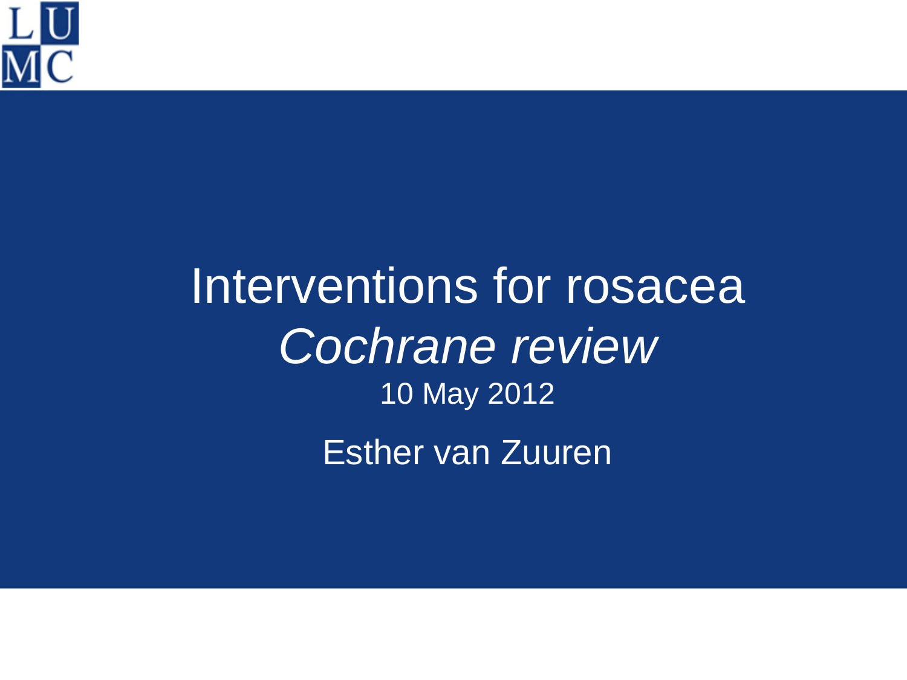# Interventions for rosacea

*Cochrane review*

10 May 2012

Esther van Zuuren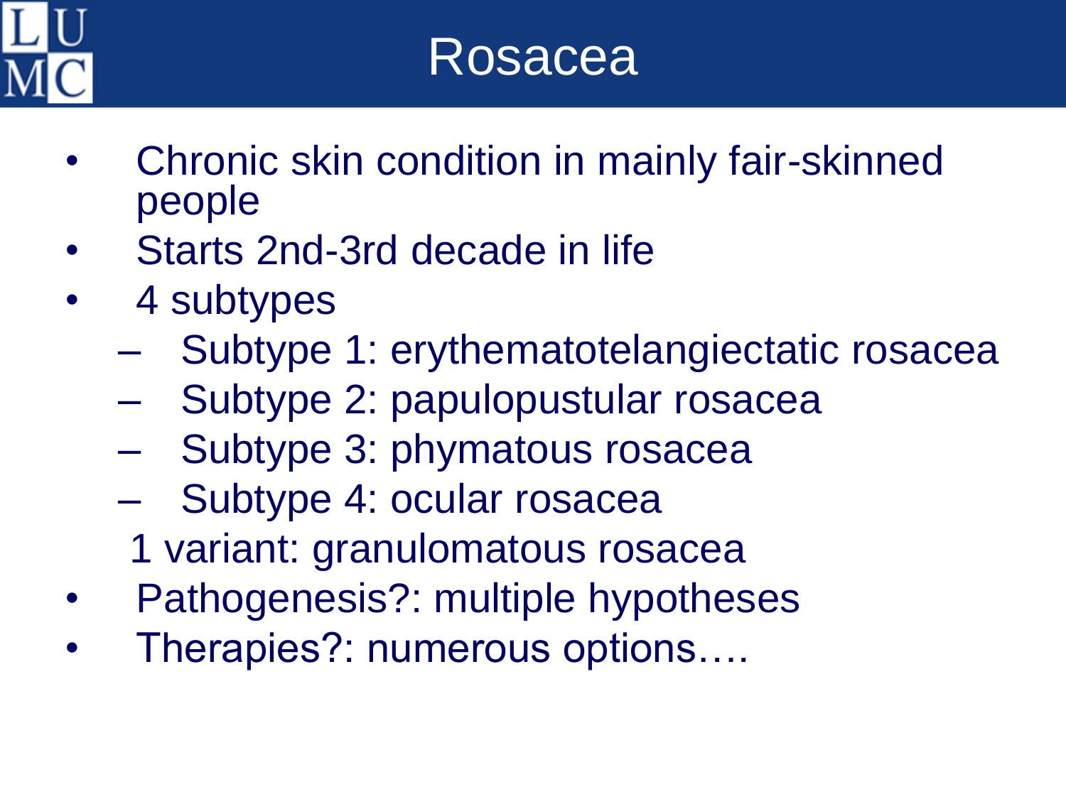# Rosacea

- Chronic skin condition in mainly fair-skinned people
- Starts 2nd-3rd decade in life
- 4 subtypes
  - Subtype 1: erythematotelangiectatic rosacea
  - Subtype 2: papulopustular rosacea
  - Subtype 3: phymatous rosacea
  - Subtype 4: ocular rosacea

  1 variant: granulomatous rosacea
- Pathogenesis?: multiple hypotheses
- Therapies?: numerous options….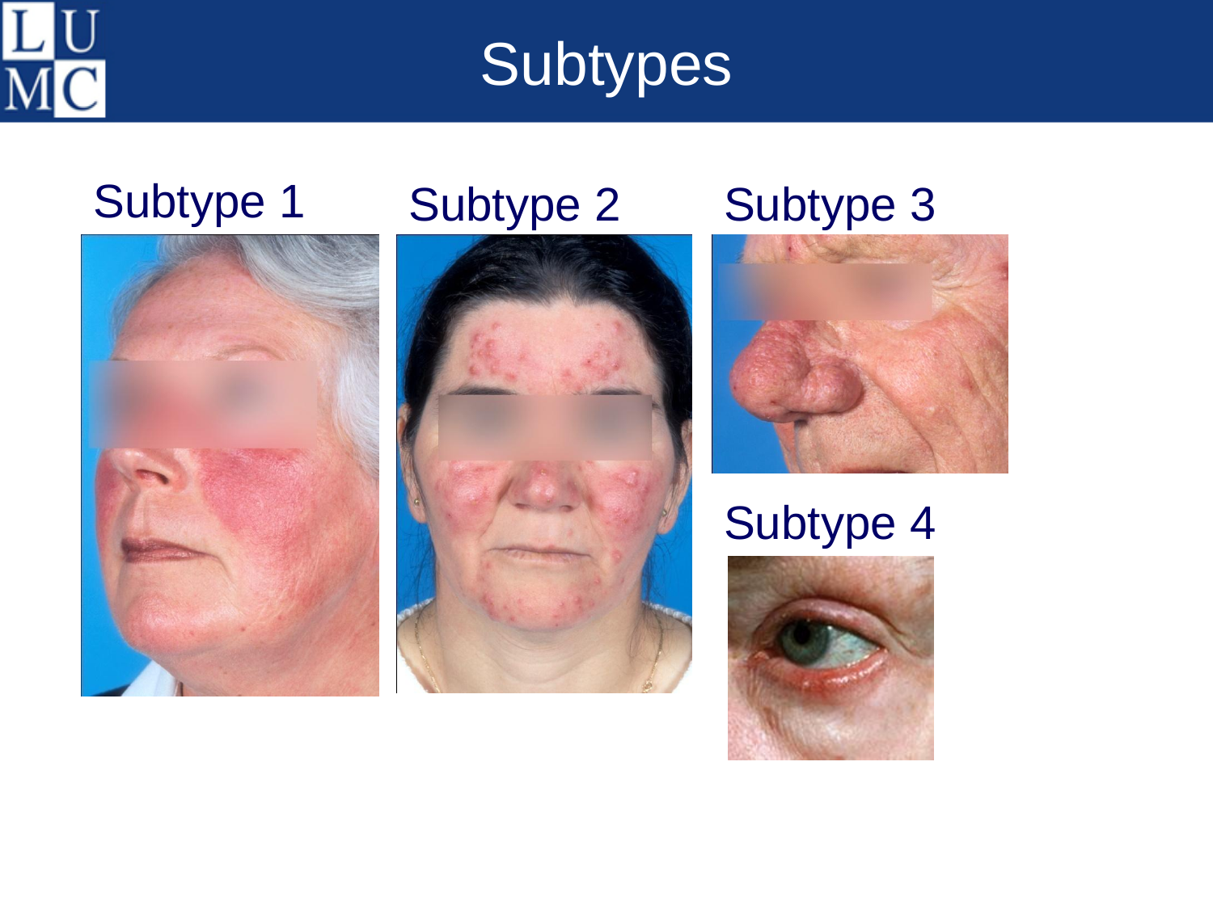# Subtypes

Subtype 1

Subtype 2

Subtype 3

Subtype 4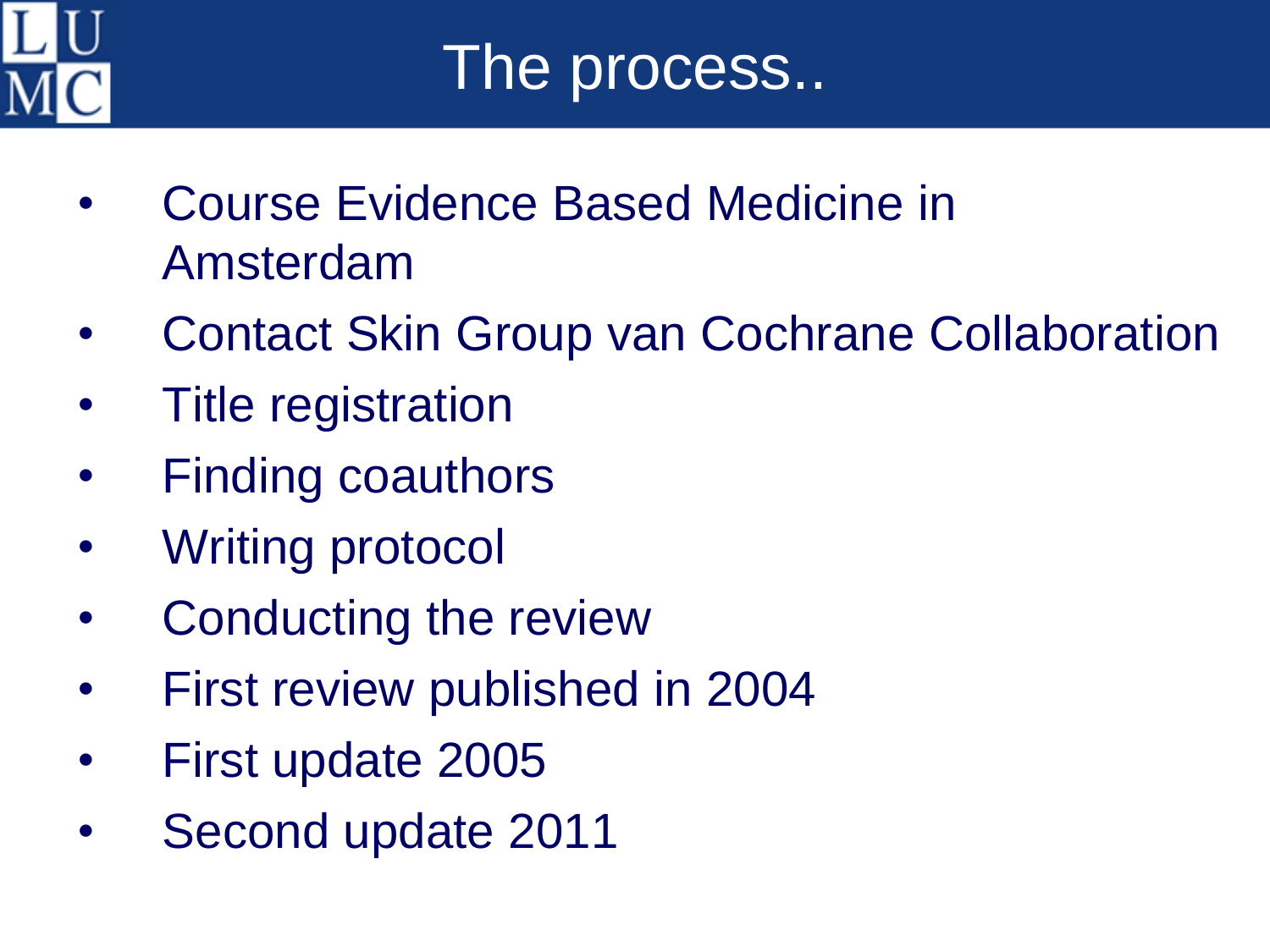# The process..

- Course Evidence Based Medicine in Amsterdam
- Contact Skin Group van Cochrane Collaboration
- Title registration
- Finding coauthors
- Writing protocol
- Conducting the review
- First review published in 2004
- First update 2005
- Second update 2011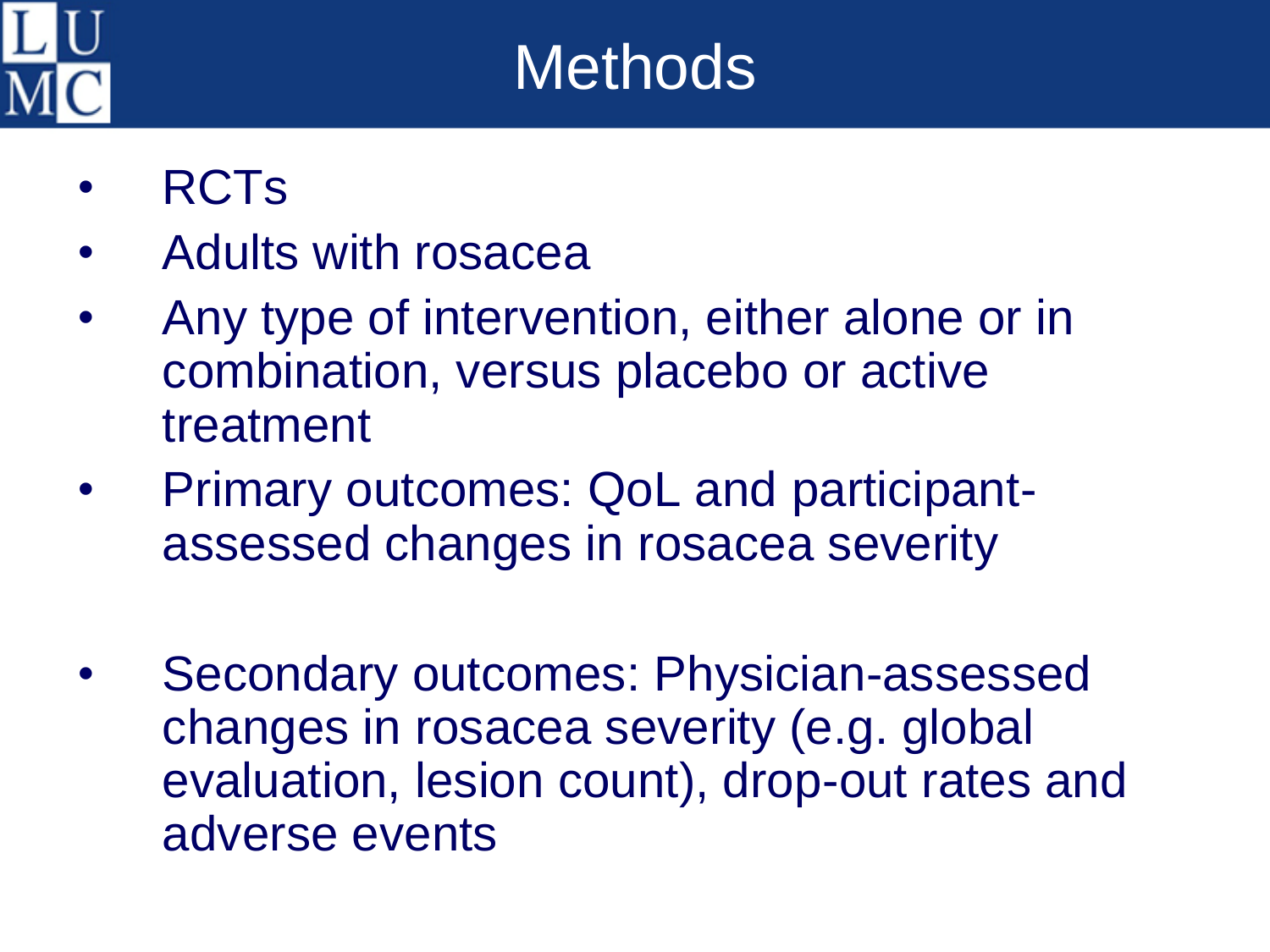# Methods

- RCTs
- Adults with rosacea
- Any type of intervention, either alone or in combination, versus placebo or active treatment
- Primary outcomes: QoL and participant-assessed changes in rosacea severity
- Secondary outcomes: Physician-assessed changes in rosacea severity (e.g. global evaluation, lesion count), drop-out rates and adverse events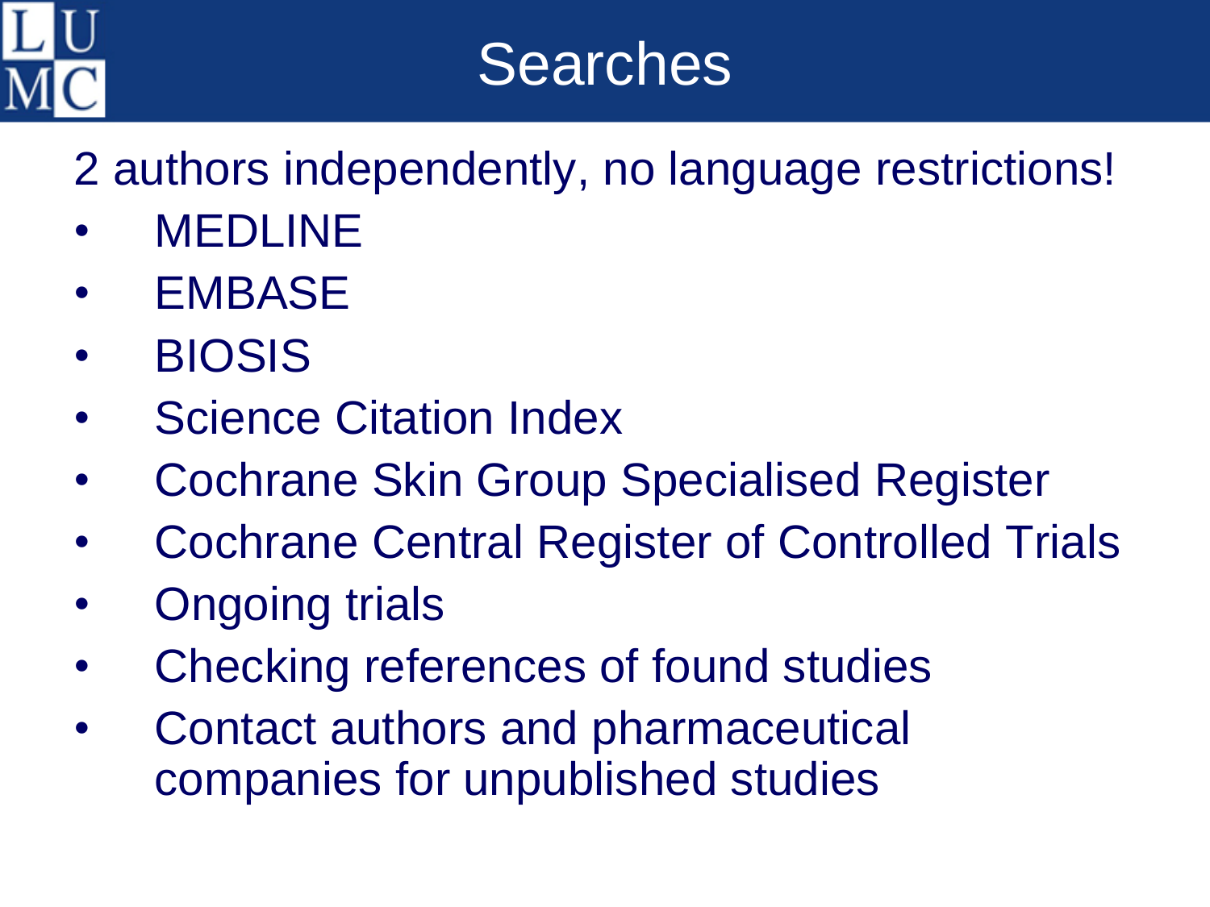# Searches

2 authors independently, no language restrictions!

- MEDLINE
- EMBASE
- BIOSIS
- Science Citation Index
- Cochrane Skin Group Specialised Register
- Cochrane Central Register of Controlled Trials
- Ongoing trials
- Checking references of found studies
- Contact authors and pharmaceutical companies for unpublished studies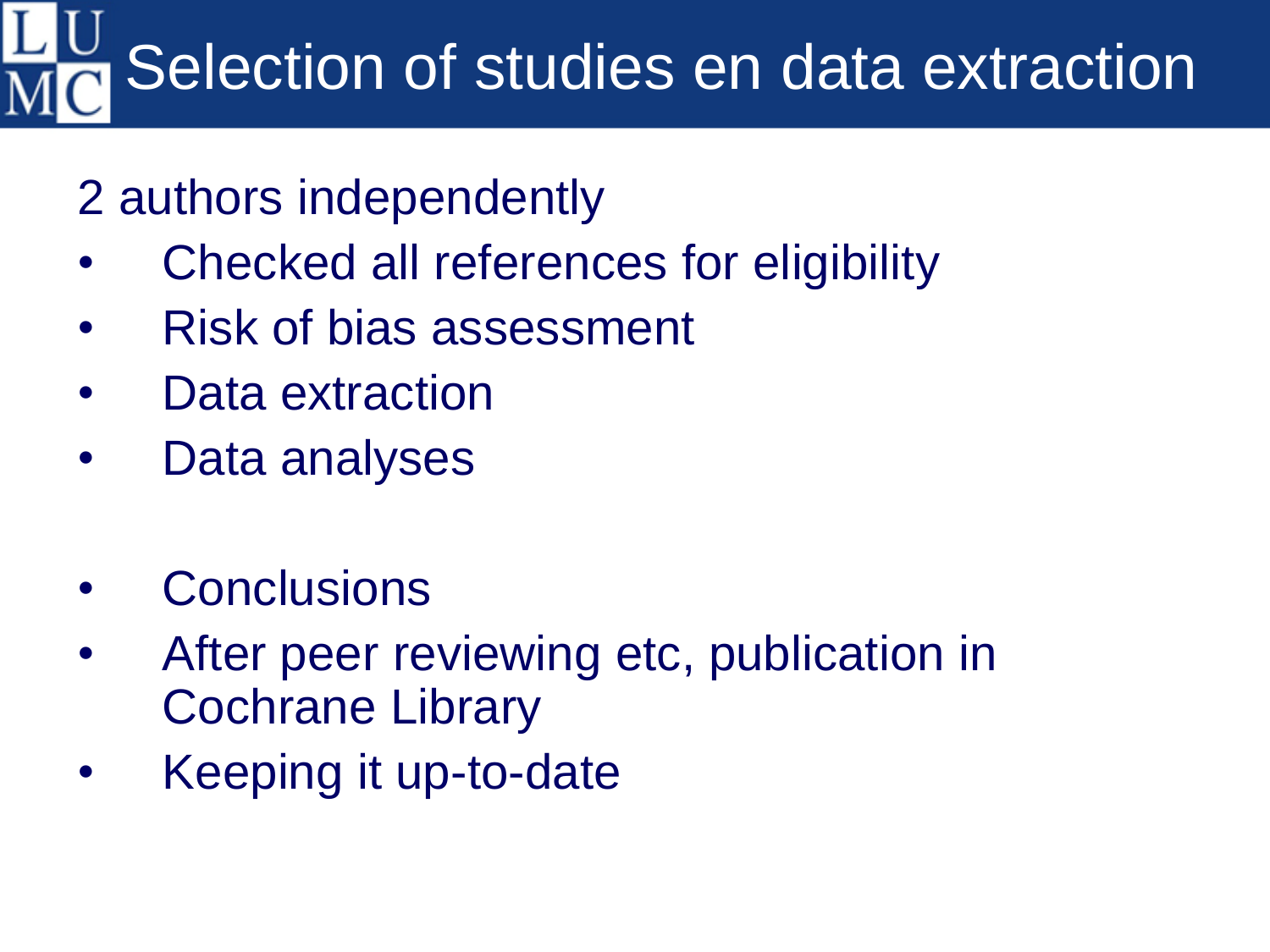# Selection of studies en data extraction

2 authors independently

- Checked all references for eligibility
- Risk of bias assessment
- Data extraction
- Data analyses

- Conclusions
- After peer reviewing etc, publication in Cochrane Library
- Keeping it up-to-date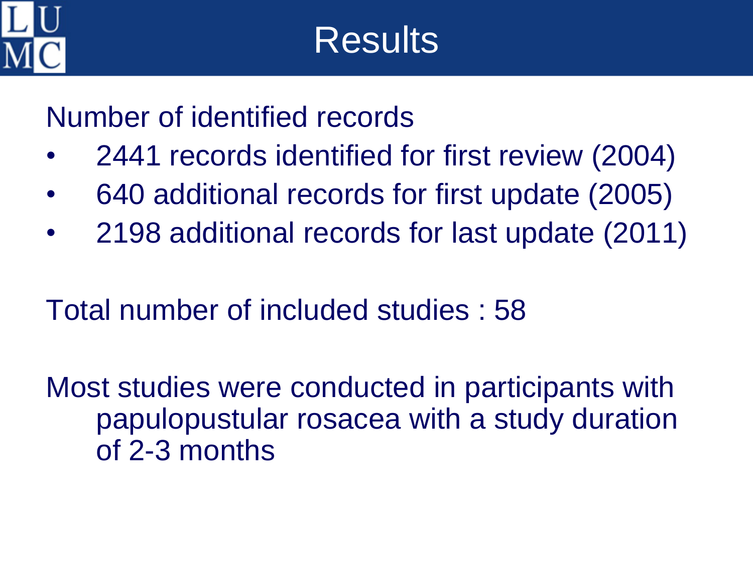# Results

Number of identified records

- 2441 records identified for first review (2004)
- 640 additional records for first update (2005)
- 2198 additional records for last update (2011)

Total number of included studies : 58

Most studies were conducted in participants with papulopustular rosacea with a study duration of 2-3 months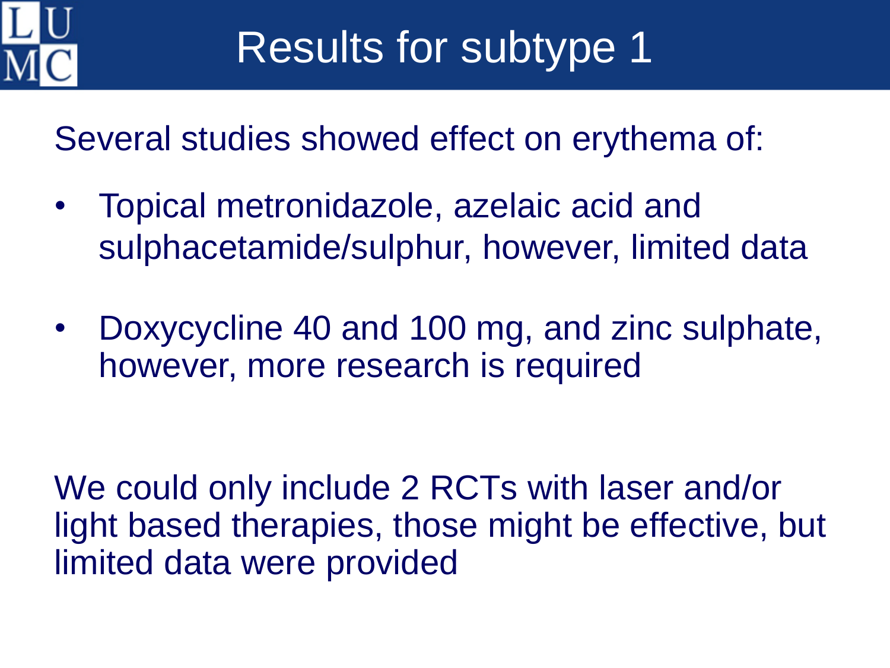# Results for subtype 1

Several studies showed effect on erythema of:

- Topical metronidazole, azelaic acid and sulphacetamide/sulphur, however, limited data
- Doxycycline 40 and 100 mg, and zinc sulphate, however, more research is required

We could only include 2 RCTs with laser and/or light based therapies, those might be effective, but limited data were provided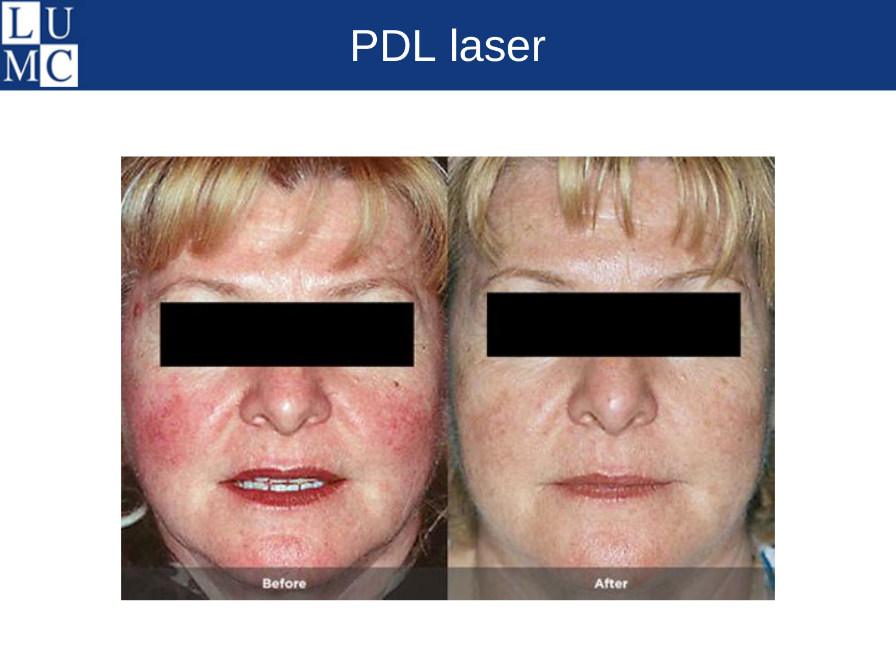# PDL laser

Before

After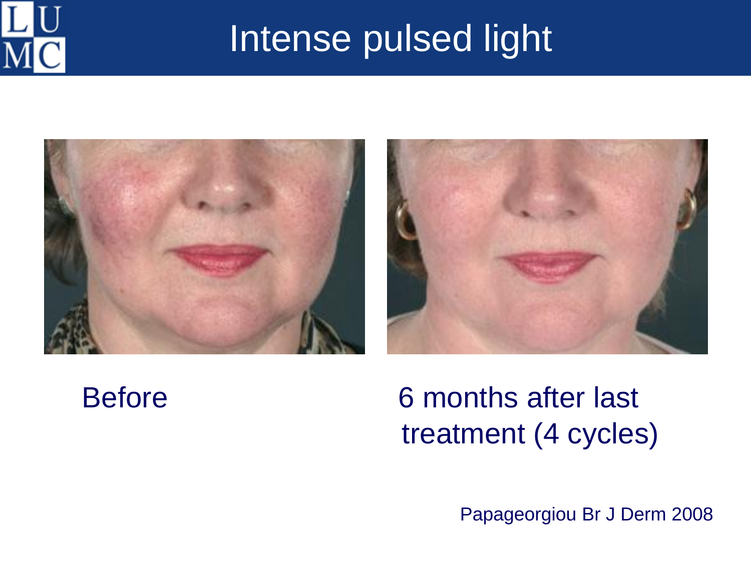# Intense pulsed light

Before

6 months after last treatment (4 cycles)

Papageorgiou Br J Derm 2008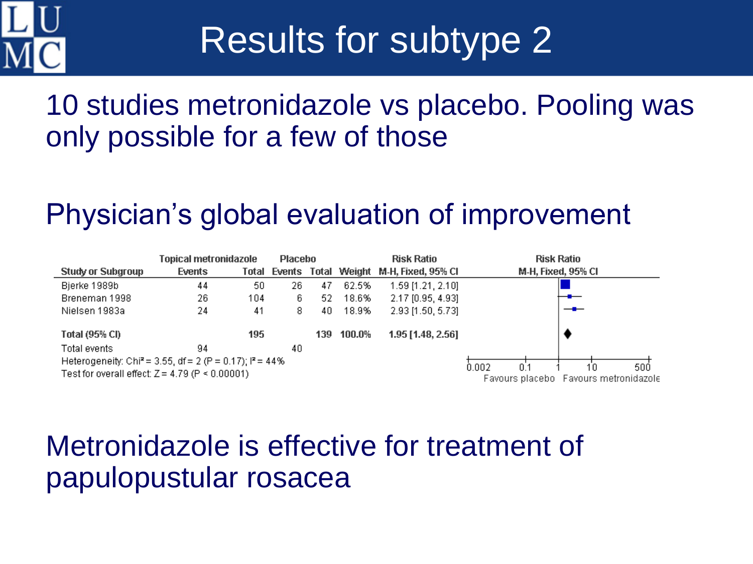# Results for subtype 2

10 studies metronidazole vs placebo. Pooling was only possible for a few of those

## Physician's global evaluation of improvement

| Study or Subgroup | Topical metronidazole | | Placebo | | Weight | Risk Ratio |
|---|---|---|---|---|---|---|
| | Events | Total | Events | Total | | M-H, Fixed, 95% CI |
| Bjerke 1989b | 44 | 50 | 26 | 47 | 62.5% | 1.59 [1.21, 2.10] |
| Breneman 1998 | 26 | 104 | 6 | 52 | 18.6% | 2.17 [0.95, 4.93] |
| Nielsen 1983a | 24 | 41 | 8 | 40 | 18.9% | 2.93 [1.50, 5.73] |
| **Total (95% CI)** | | **195** | | **139** | **100.0%** | **1.95 [1.48, 2.56]** |
| Total events | 94 | | 40 | | | |

Heterogeneity: Chi² = 3.55, df = 2 (P = 0.17); I² = 44%

Test for overall effect: Z = 4.79 (P < 0.00001)

Risk Ratio M-H, Fixed, 95% CI: 0.002 — 0.1 — 1 — 10 — 500; Favours placebo / Favours metronidazole

Metronidazole is effective for treatment of papulopustular rosacea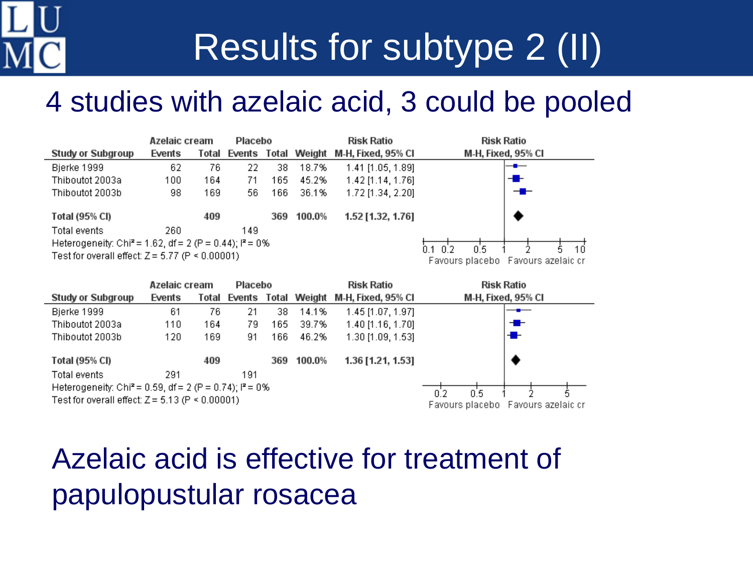# Results for subtype 2 (II)

## 4 studies with azelaic acid, 3 could be pooled

| Study or Subgroup | Azelaic cream Events | Azelaic cream Total | Placebo Events | Placebo Total | Weight | Risk Ratio M-H, Fixed, 95% CI |
|---|---|---|---|---|---|---|
| Bjerke 1999 | 62 | 76 | 22 | 38 | 18.7% | 1.41 [1.05, 1.89] |
| Thiboutot 2003a | 100 | 164 | 71 | 165 | 45.2% | 1.42 [1.14, 1.76] |
| Thiboutot 2003b | 98 | 169 | 56 | 166 | 36.1% | 1.72 [1.34, 2.20] |
| **Total (95% CI)** | | **409** | | **369** | **100.0%** | **1.52 [1.32, 1.76]** |
| Total events | 260 | | 149 | | | |

Heterogeneity: $Chi^2 = 1.62$, $df = 2$ ($P = 0.44$); $I^2 = 0\%$

Test for overall effect: $Z = 5.77$ ($P < 0.00001$)

Favours placebo | Favours azelaic cr

| Study or Subgroup | Azelaic cream Events | Azelaic cream Total | Placebo Events | Placebo Total | Weight | Risk Ratio M-H, Fixed, 95% CI |
|---|---|---|---|---|---|---|
| Bjerke 1999 | 61 | 76 | 21 | 38 | 14.1% | 1.45 [1.07, 1.97] |
| Thiboutot 2003a | 110 | 164 | 79 | 165 | 39.7% | 1.40 [1.16, 1.70] |
| Thiboutot 2003b | 120 | 169 | 91 | 166 | 46.2% | 1.30 [1.09, 1.53] |
| **Total (95% CI)** | | **409** | | **369** | **100.0%** | **1.36 [1.21, 1.53]** |
| Total events | 291 | | 191 | | | |

Heterogeneity: $Chi^2 = 0.59$, $df = 2$ ($P = 0.74$); $I^2 = 0\%$

Test for overall effect: $Z = 5.13$ ($P < 0.00001$)

Favours placebo | Favours azelaic cr

Azelaic acid is effective for treatment of papulopustular rosacea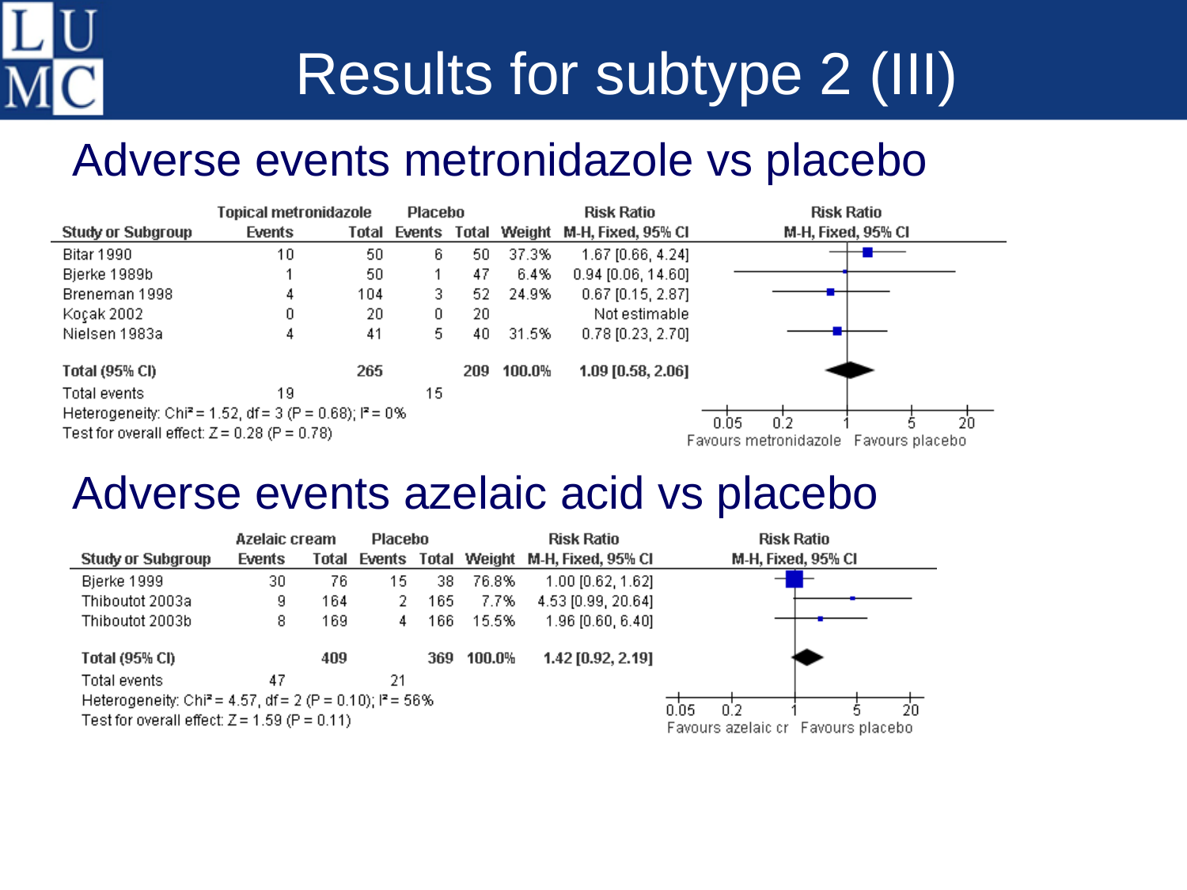# Results for subtype 2 (III)

## Adverse events metronidazole vs placebo

| Study or Subgroup | Topical metronidazole Events | Total | Placebo Events | Total | Weight | Risk Ratio M-H, Fixed, 95% CI |
|---|---|---|---|---|---|---|
| Bitar 1990 | 10 | 50 | 6 | 50 | 37.3% | 1.67 [0.66, 4.24] |
| Bjerke 1989b | 1 | 50 | 1 | 47 | 6.4% | 0.94 [0.06, 14.60] |
| Breneman 1998 | 4 | 104 | 3 | 52 | 24.9% | 0.67 [0.15, 2.87] |
| Koçak 2002 | 0 | 20 | 0 | 20 | | Not estimable |
| Nielsen 1983a | 4 | 41 | 5 | 40 | 31.5% | 0.78 [0.23, 2.70] |
| **Total (95% CI)** | | **265** | | **209** | **100.0%** | **1.09 [0.58, 2.06]** |
| Total events | 19 | | 15 | | | |

Heterogeneity: Chi² = 1.52, df = 3 (P = 0.68); I² = 0%

Test for overall effect: Z = 0.28 (P = 0.78)

Risk Ratio M-H, Fixed, 95% CI — axis: 0.05, 0.2, 1, 5, 20 — Favours metronidazole / Favours placebo

## Adverse events azelaic acid vs placebo

| Study or Subgroup | Azelaic cream Events | Total | Placebo Events | Total | Weight | Risk Ratio M-H, Fixed, 95% CI |
|---|---|---|---|---|---|---|
| Bjerke 1999 | 30 | 76 | 15 | 38 | 76.8% | 1.00 [0.62, 1.62] |
| Thiboutot 2003a | 9 | 164 | 2 | 165 | 7.7% | 4.53 [0.99, 20.64] |
| Thiboutot 2003b | 8 | 169 | 4 | 166 | 15.5% | 1.96 [0.60, 6.40] |
| **Total (95% CI)** | | **409** | | **369** | **100.0%** | **1.42 [0.92, 2.19]** |
| Total events | 47 | | 21 | | | |

Heterogeneity: Chi² = 4.57, df = 2 (P = 0.10); I² = 56%

Test for overall effect: Z = 1.59 (P = 0.11)

Risk Ratio M-H, Fixed, 95% CI — axis: 0.05, 0.2, 1, 5, 20 — Favours azelaic cr / Favours placebo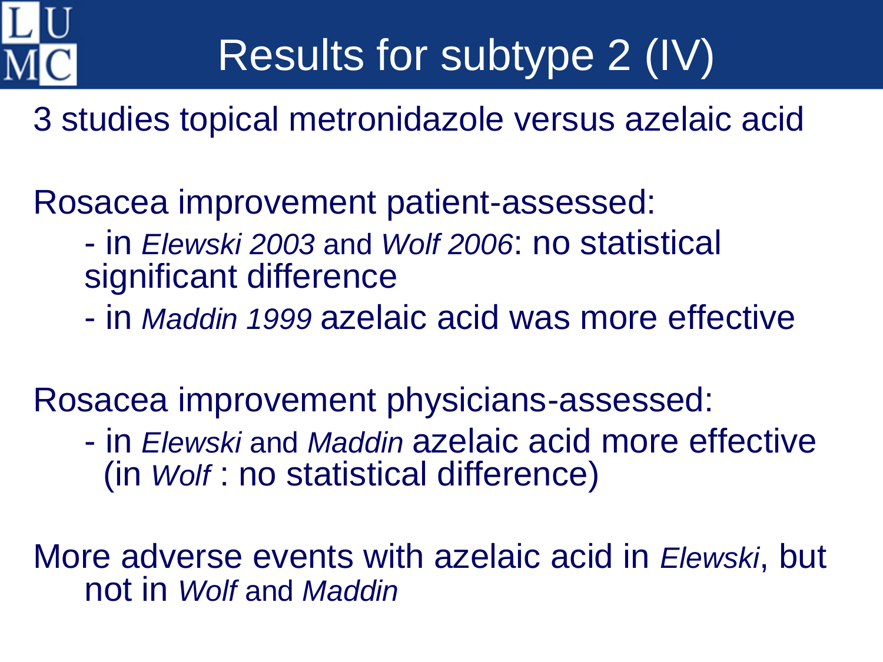# Results for subtype 2 (IV)

3 studies topical metronidazole versus azelaic acid

Rosacea improvement patient-assessed:

- in *Elewski 2003* and *Wolf 2006*: no statistical significant difference
- in *Maddin 1999* azelaic acid was more effective

Rosacea improvement physicians-assessed:

- in *Elewski* and *Maddin* azelaic acid more effective (in *Wolf* : no statistical difference)

More adverse events with azelaic acid in *Elewski*, but not in *Wolf* and *Maddin*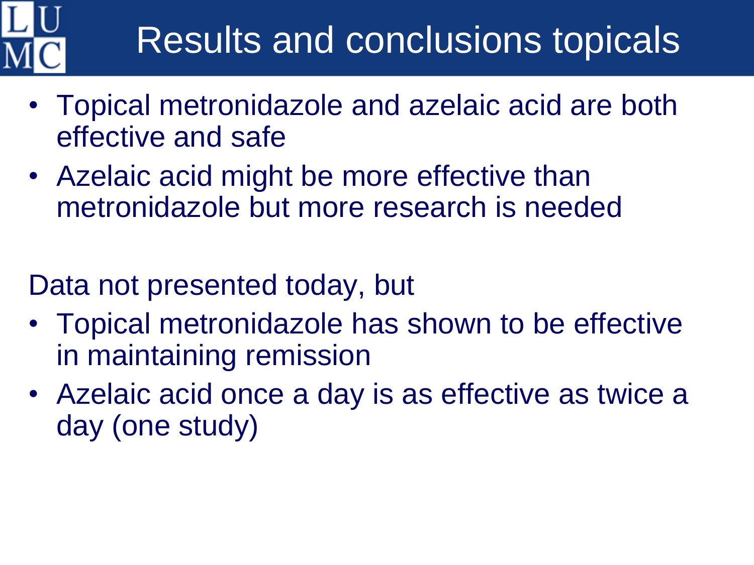# Results and conclusions topicals

- Topical metronidazole and azelaic acid are both effective and safe
- Azelaic acid might be more effective than metronidazole but more research is needed

Data not presented today, but

- Topical metronidazole has shown to be effective in maintaining remission
- Azelaic acid once a day is as effective as twice a day (one study)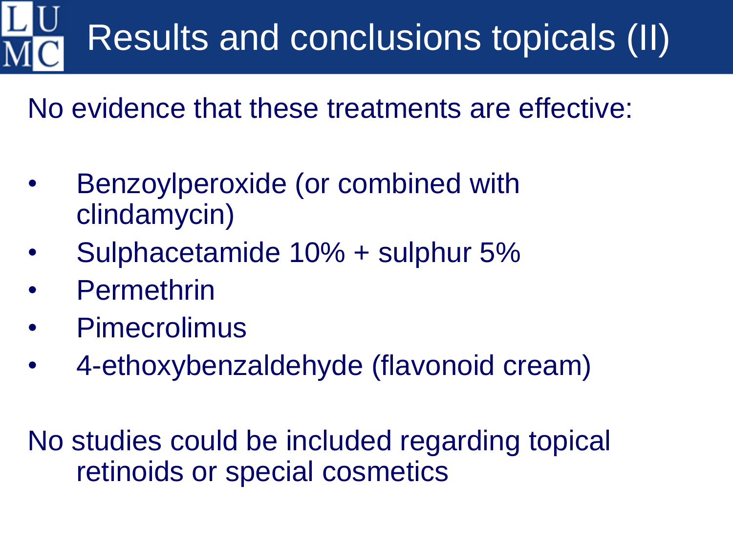# Results and conclusions topicals (II)

No evidence that these treatments are effective:

- Benzoylperoxide (or combined with clindamycin)
- Sulphacetamide 10% + sulphur 5%
- Permethrin
- Pimecrolimus
- 4-ethoxybenzaldehyde (flavonoid cream)

No studies could be included regarding topical retinoids or special cosmetics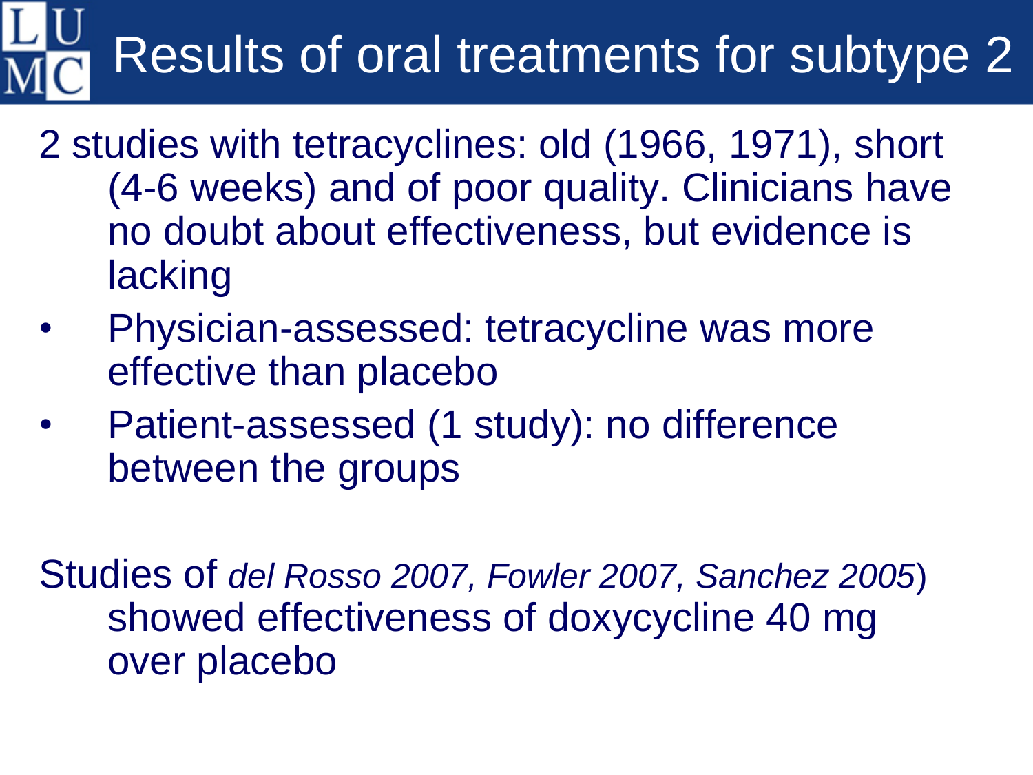# Results of oral treatments for subtype 2

2 studies with tetracyclines: old (1966, 1971), short (4-6 weeks) and of poor quality. Clinicians have no doubt about effectiveness, but evidence is lacking

- Physician-assessed: tetracycline was more effective than placebo
- Patient-assessed (1 study): no difference between the groups

Studies of *del Rosso 2007, Fowler 2007, Sanchez 2005*) showed effectiveness of doxycycline 40 mg over placebo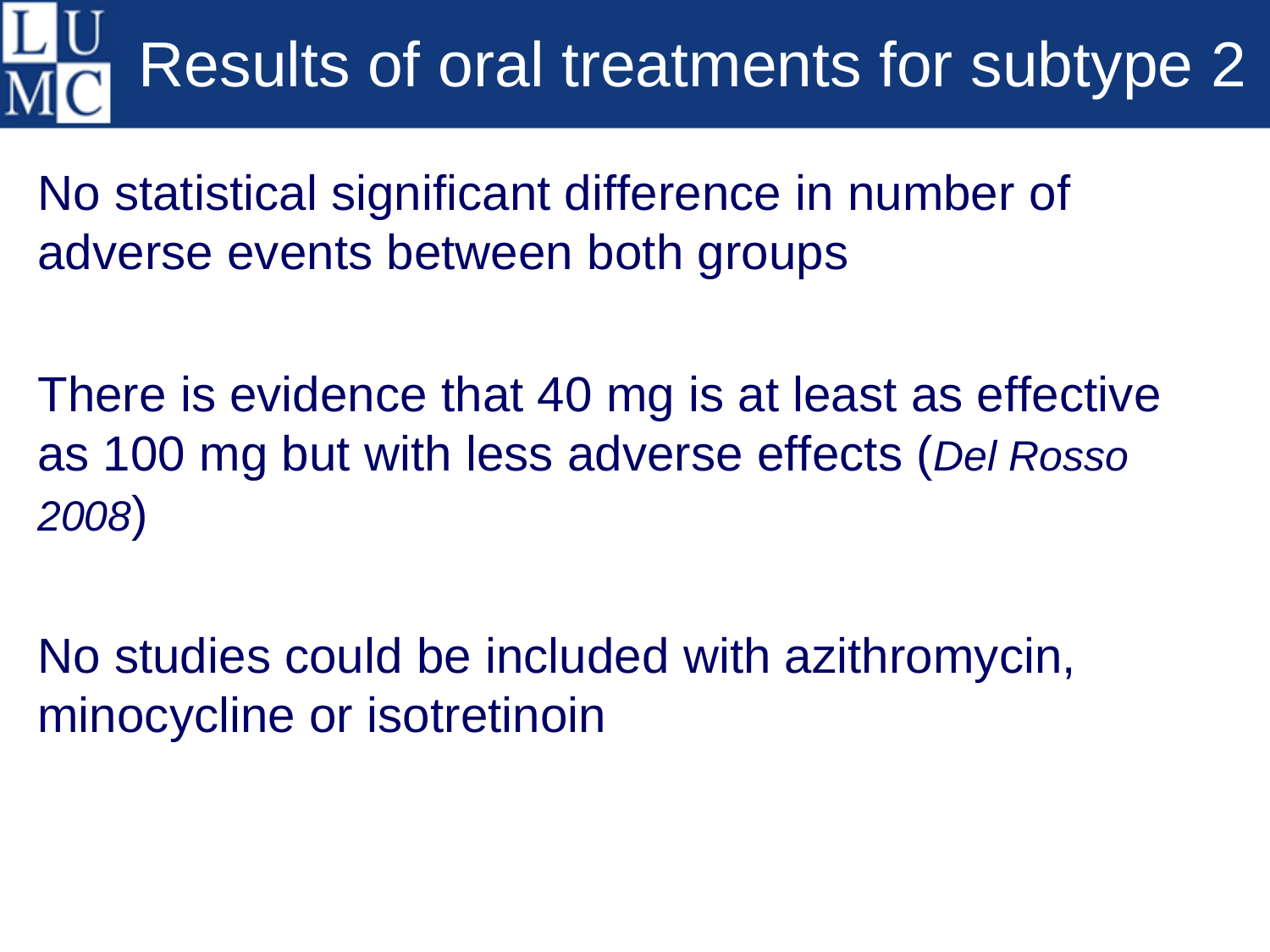# Results of oral treatments for subtype 2

No statistical significant difference in number of adverse events between both groups

There is evidence that 40 mg is at least as effective as 100 mg but with less adverse effects (*Del Rosso 2008*)

No studies could be included with azithromycin, minocycline or isotretinoin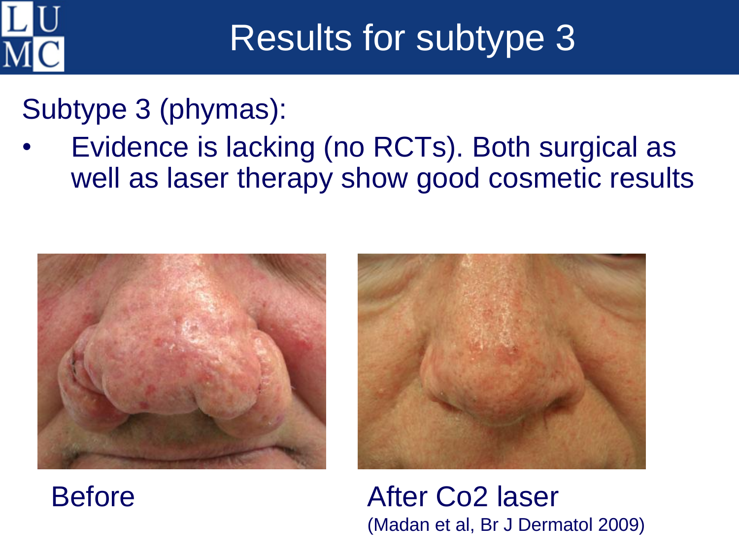# Results for subtype 3

Subtype 3 (phymas):

- Evidence is lacking (no RCTs). Both surgical as well as laser therapy show good cosmetic results

Before

After Co2 laser
(Madan et al, Br J Dermatol 2009)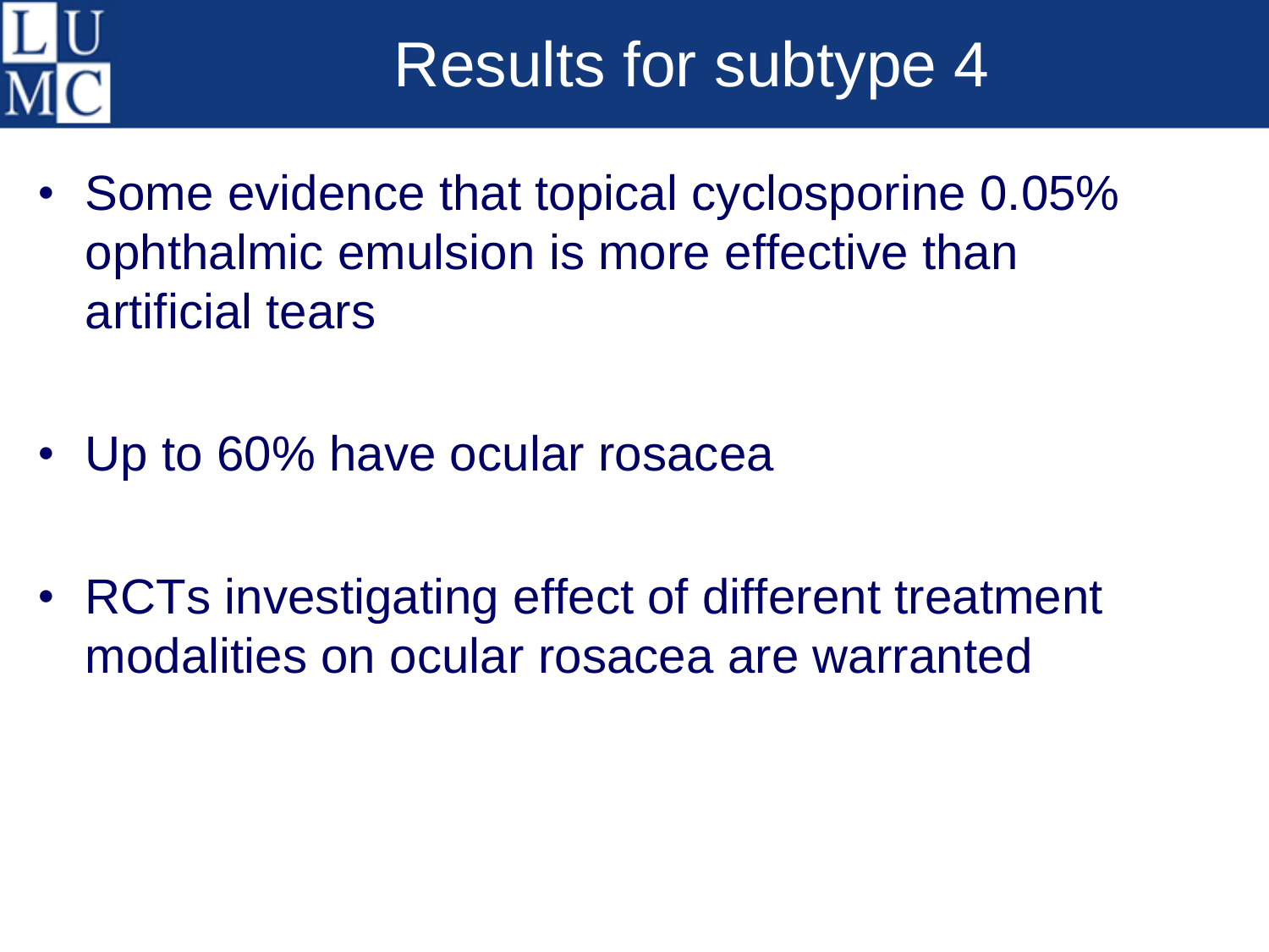# Results for subtype 4

- Some evidence that topical cyclosporine 0.05% ophthalmic emulsion is more effective than artificial tears

- Up to 60% have ocular rosacea

- RCTs investigating effect of different treatment modalities on ocular rosacea are warranted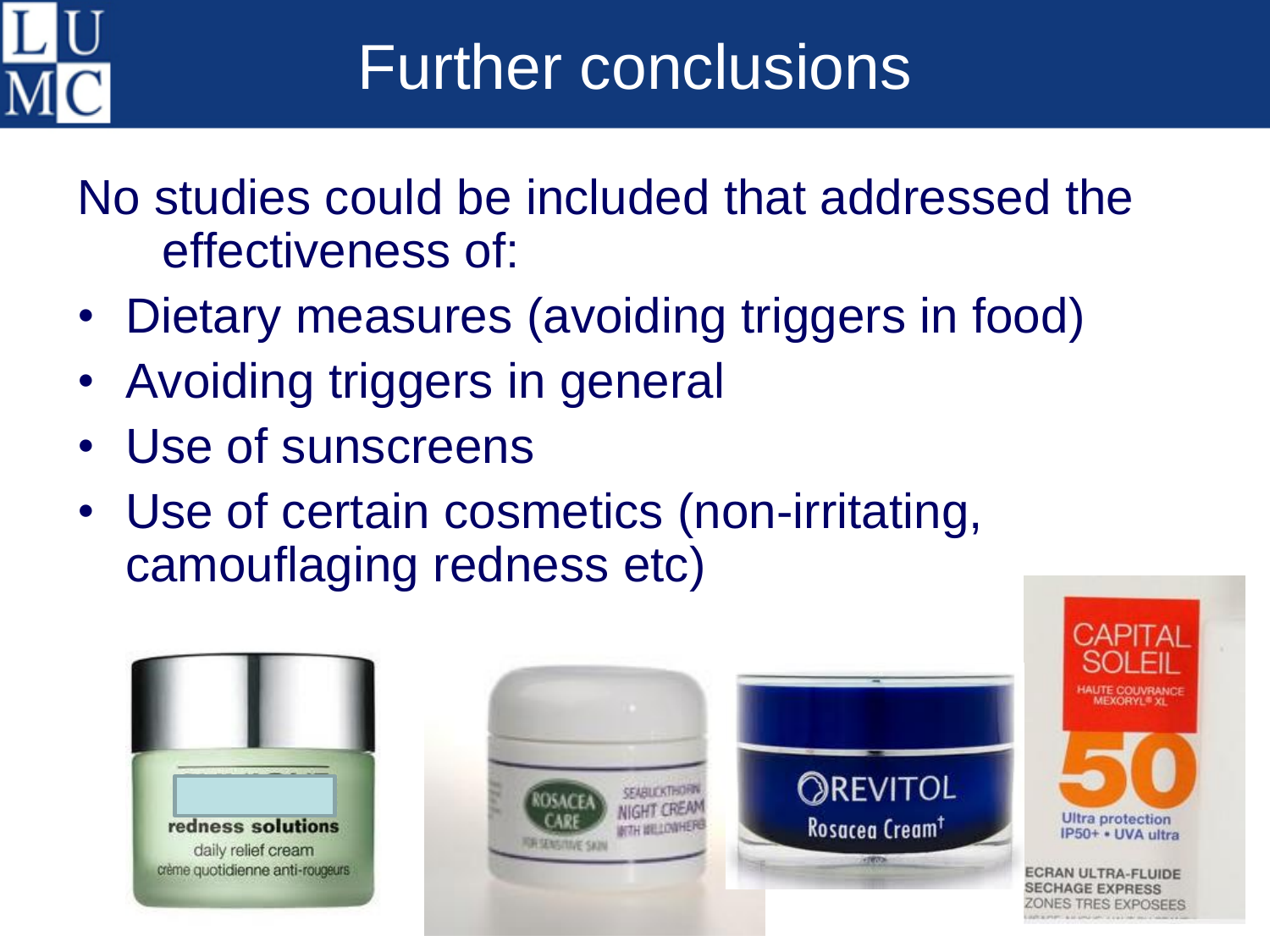# Further conclusions

No studies could be included that addressed the effectiveness of:

- Dietary measures (avoiding triggers in food)
- Avoiding triggers in general
- Use of sunscreens
- Use of certain cosmetics (non-irritating, camouflaging redness etc)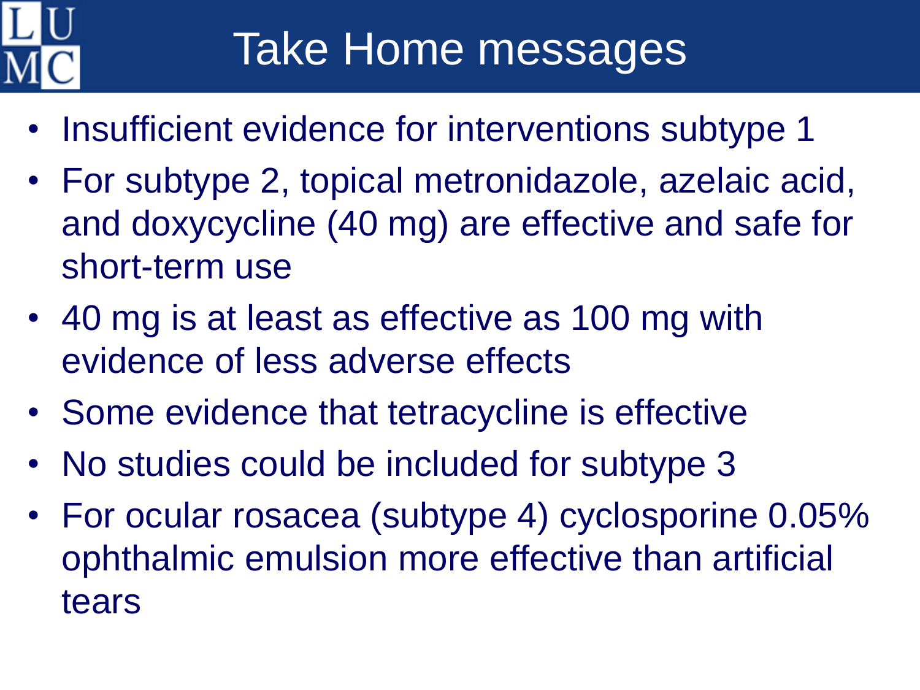# Take Home messages

- Insufficient evidence for interventions subtype 1
- For subtype 2, topical metronidazole, azelaic acid, and doxycycline (40 mg) are effective and safe for short-term use
- 40 mg is at least as effective as 100 mg with evidence of less adverse effects
- Some evidence that tetracycline is effective
- No studies could be included for subtype 3
- For ocular rosacea (subtype 4) cyclosporine 0.05% ophthalmic emulsion more effective than artificial tears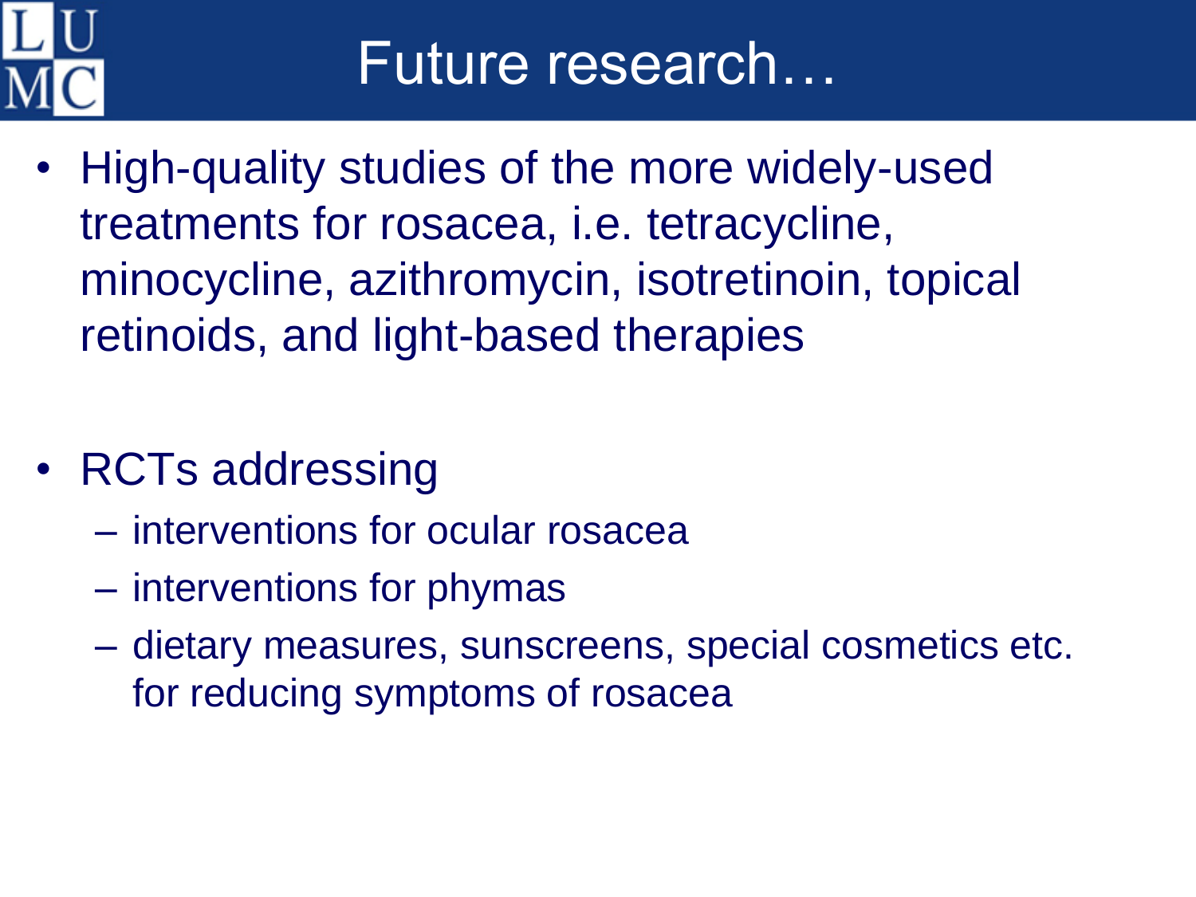# Future research…

- High-quality studies of the more widely-used treatments for rosacea, i.e. tetracycline, minocycline, azithromycin, isotretinoin, topical retinoids, and light-based therapies

- RCTs addressing
  - interventions for ocular rosacea
  - interventions for phymas
  - dietary measures, sunscreens, special cosmetics etc. for reducing symptoms of rosacea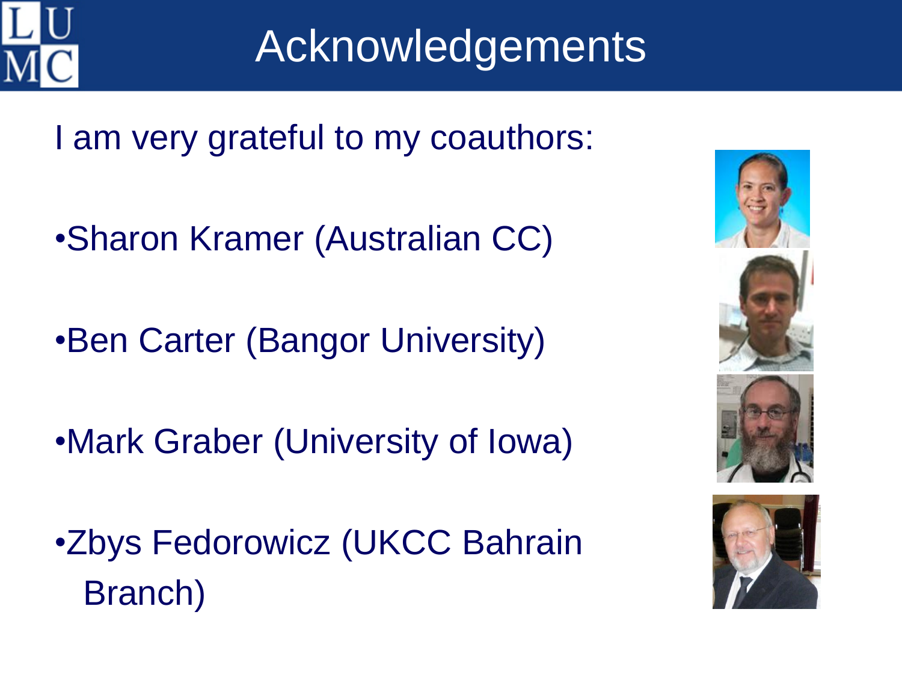# Acknowledgements

I am very grateful to my coauthors:

- Sharon Kramer (Australian CC)
- Ben Carter (Bangor University)
- Mark Graber (University of Iowa)
- Zbys Fedorowicz (UKCC Bahrain Branch)